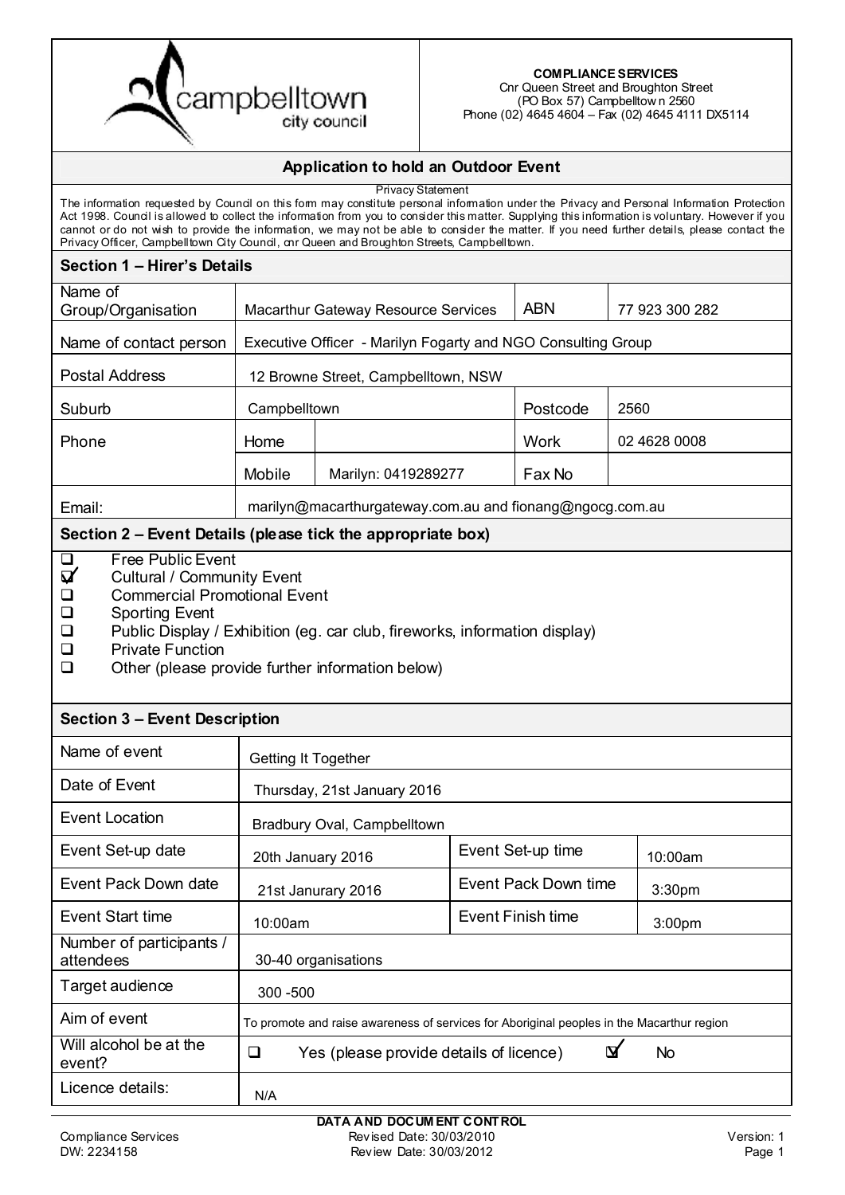campbelltown city council

**COMPLIANCE SERVICES**
Cnr Queen Street and Broughton Street
(PO Box 57) Campbelltown 2560
Phone (02) 4645 4604 – Fax (02) 4645 4111 DX5114

## Application to hold an Outdoor Event

Privacy Statement

The information requested by Council on this form may constitute personal information under the Privacy and Personal Information Protection Act 1998. Council is allowed to collect the information from you to consider this matter. Supplying this information is voluntary. However if you cannot or do not wish to provide the information, we may not be able to consider the matter. If you need further details, please contact the Privacy Officer, Campbelltown City Council, cnr Queen and Broughton Streets, Campbelltown.

### Section 1 – Hirer's Details

| | | | | |
|---|---|---|---|---|
| Name of Group/Organisation | Macarthur Gateway Resource Services | | ABN | 77 923 300 282 |
| Name of contact person | Executive Officer - Marilyn Fogarty and NGO Consulting Group | | | |
| Postal Address | 12 Browne Street, Campbelltown, NSW | | | |
| Suburb | Campbelltown | | Postcode | 2560 |
| Phone | Home | | Work | 02 4628 0008 |
| | Mobile | Marilyn: 0419289277 | Fax No | |
| Email: | marilyn@macarthurgateway.com.au and fionang@ngocg.com.au | | | |

### Section 2 – Event Details (please tick the appropriate box)

- ☐ Free Public Event
- ☑ Cultural / Community Event
- ☐ Commercial Promotional Event
- ☐ Sporting Event
- ☐ Public Display / Exhibition (eg. car club, fireworks, information display)
- ☐ Private Function
- ☐ Other (please provide further information below)

### Section 3 – Event Description

| | | | |
|---|---|---|---|
| Name of event | Getting It Together | | |
| Date of Event | Thursday, 21st January 2016 | | |
| Event Location | Bradbury Oval, Campbelltown | | |
| Event Set-up date | 20th January 2016 | Event Set-up time | 10:00am |
| Event Pack Down date | 21st Janurary 2016 | Event Pack Down time | 3:30pm |
| Event Start time | 10:00am | Event Finish time | 3:00pm |
| Number of participants / attendees | 30-40 organisations | | |
| Target audience | 300 -500 | | |
| Aim of event | To promote and raise awareness of services for Aboriginal peoples in the Macarthur region | | |
| Will alcohol be at the event? | ☐ Yes (please provide details of licence) | ☑ No | |
| Licence details: | N/A | | |

DATA AND DOCUMENT CONTROL

| | | |
|---|---|---|
| Compliance Services | Revised Date: 30/03/2010 | Version: 1 |
| DW: 2234158 | Review Date: 30/03/2012 | |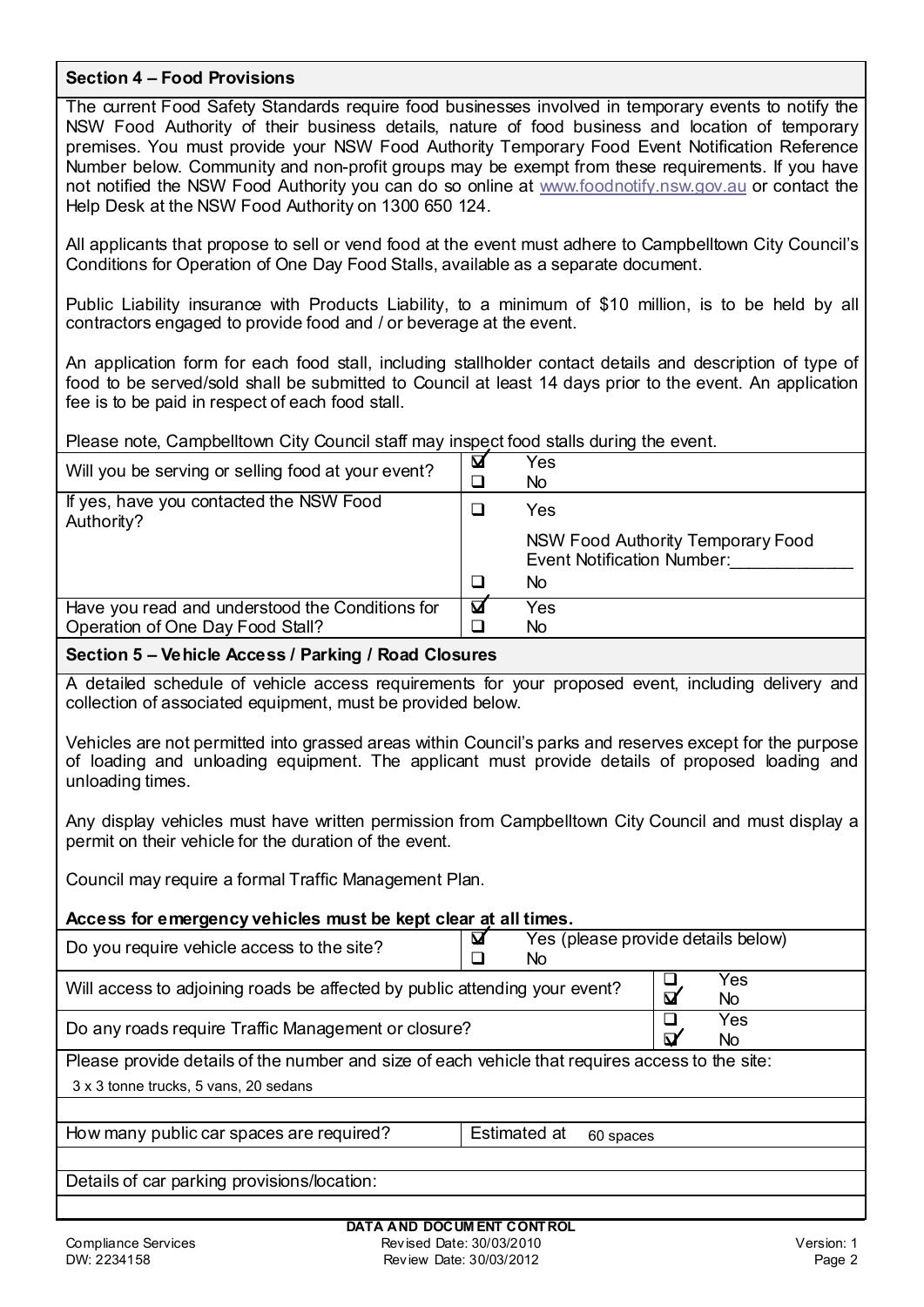## Section 4 – Food Provisions

The current Food Safety Standards require food businesses involved in temporary events to notify the NSW Food Authority of their business details, nature of food business and location of temporary premises. You must provide your NSW Food Authority Temporary Food Event Notification Reference Number below. Community and non-profit groups may be exempt from these requirements. If you have not notified the NSW Food Authority you can do so online at www.foodnotify.nsw.gov.au or contact the Help Desk at the NSW Food Authority on 1300 650 124.

All applicants that propose to sell or vend food at the event must adhere to Campbelltown City Council's Conditions for Operation of One Day Food Stalls, available as a separate document.

Public Liability insurance with Products Liability, to a minimum of $10 million, is to be held by all contractors engaged to provide food and / or beverage at the event.

An application form for each food stall, including stallholder contact details and description of type of food to be served/sold shall be submitted to Council at least 14 days prior to the event. An application fee is to be paid in respect of each food stall.

Please note, Campbelltown City Council staff may inspect food stalls during the event.

| Question | Response |
|---|---|
| Will you be serving or selling food at your event? | ☑ Yes<br>☐ No |
| If yes, have you contacted the NSW Food Authority? | ☐ Yes<br>NSW Food Authority Temporary Food Event Notification Number:____________<br>☐ No |
| Have you read and understood the Conditions for Operation of One Day Food Stall? | ☑ Yes<br>☐ No |

## Section 5 – Vehicle Access / Parking / Road Closures

A detailed schedule of vehicle access requirements for your proposed event, including delivery and collection of associated equipment, must be provided below.

Vehicles are not permitted into grassed areas within Council's parks and reserves except for the purpose of loading and unloading equipment. The applicant must provide details of proposed loading and unloading times.

Any display vehicles must have written permission from Campbelltown City Council and must display a permit on their vehicle for the duration of the event.

Council may require a formal Traffic Management Plan.

**Access for emergency vehicles must be kept clear at all times.**

| Question | Response |
|---|---|
| Do you require vehicle access to the site? | ☑ Yes (please provide details below)<br>☐ No |
| Will access to adjoining roads be affected by public attending your event? | ☐ Yes<br>☑ No |
| Do any roads require Traffic Management or closure? | ☐ Yes<br>☑ No |

Please provide details of the number and size of each vehicle that requires access to the site:

3 x 3 tonne trucks, 5 vans, 20 sedans

| How many public car spaces are required? | Estimated at 60 spaces |
|---|---|

Details of car parking provisions/location:

**DATA AND DOCUMENT CONTROL**

Compliance Services — Revised Date: 30/03/2010 — Version: 1
DW: 2234158 — Review Date: 30/03/2012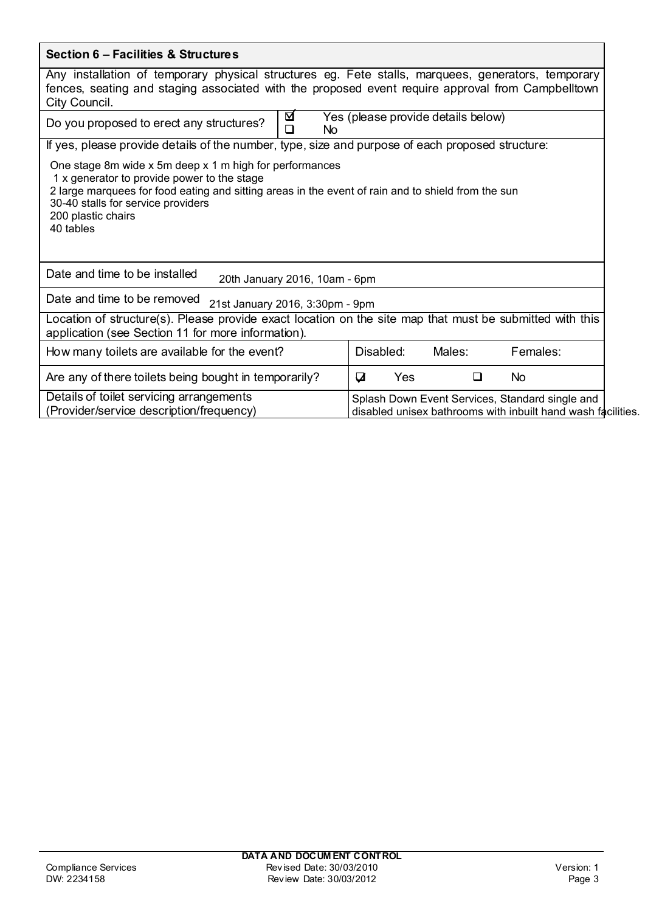## Section 6 – Facilities & Structures

Any installation of temporary physical structures eg. Fete stalls, marquees, generators, temporary fences, seating and staging associated with the proposed event require approval from Campbelltown City Council.

| Do you proposed to erect any structures? | ☑ Yes (please provide details below) ☐ No |
|---|---|

If yes, please provide details of the number, type, size and purpose of each proposed structure:

One stage 8m wide x 5m deep x 1 m high for performances
1 x generator to provide power to the stage
2 large marquees for food eating and sitting areas in the event of rain and to shield from the sun
30-40 stalls for service providers
200 plastic chairs
40 tables

Date and time to be installed: 20th January 2016, 10am - 6pm

Date and time to be removed: 21st January 2016, 3:30pm - 9pm

Location of structure(s). Please provide exact location on the site map that must be submitted with this application (see Section 11 for more information).

| How many toilets are available for the event? | Disabled: | Males: | Females: |
|---|---|---|---|
| Are any of there toilets being bought in temporarily? | ☑ Yes | ☐ No | |
| Details of toilet servicing arrangements (Provider/service description/frequency) | Splash Down Event Services, Standard single and disabled unisex bathrooms with inbuilt hand wash facilities. | | |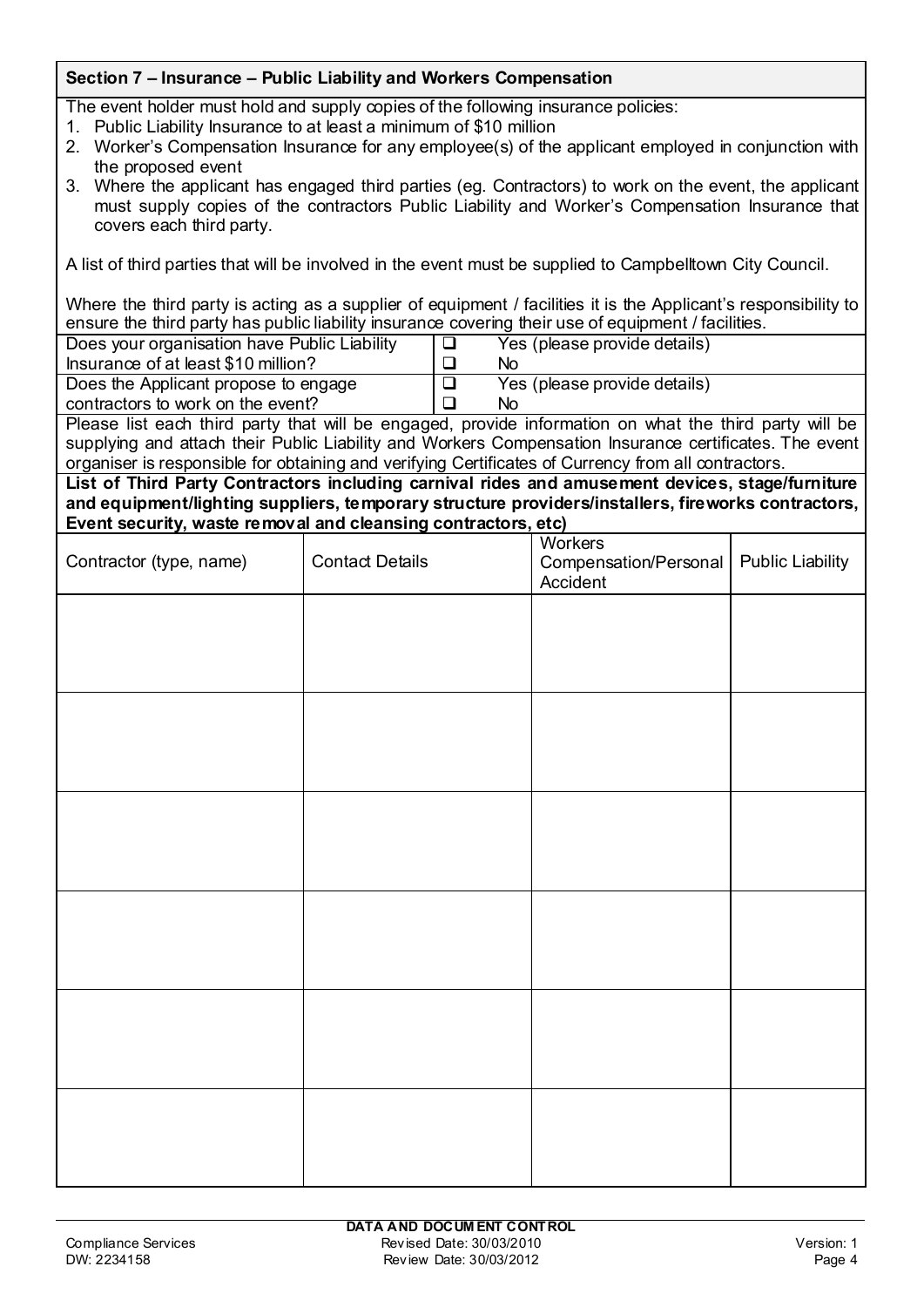## Section 7 – Insurance – Public Liability and Workers Compensation

The event holder must hold and supply copies of the following insurance policies:

1. Public Liability Insurance to at least a minimum of $10 million
2. Worker's Compensation Insurance for any employee(s) of the applicant employed in conjunction with the proposed event
3. Where the applicant has engaged third parties (eg. Contractors) to work on the event, the applicant must supply copies of the contractors Public Liability and Worker's Compensation Insurance that covers each third party.

A list of third parties that will be involved in the event must be supplied to Campbelltown City Council.

Where the third party is acting as a supplier of equipment / facilities it is the Applicant's responsibility to ensure the third party has public liability insurance covering their use of equipment / facilities.

| | |
|---|---|
| Does your organisation have Public Liability Insurance of at least $10 million? | ☐ Yes (please provide details)<br>☐ No |
| Does the Applicant propose to engage contractors to work on the event? | ☐ Yes (please provide details)<br>☐ No |

Please list each third party that will be engaged, provide information on what the third party will be supplying and attach their Public Liability and Workers Compensation Insurance certificates. The event organiser is responsible for obtaining and verifying Certificates of Currency from all contractors.

**List of Third Party Contractors including carnival rides and amusement devices, stage/furniture and equipment/lighting suppliers, temporary structure providers/installers, fireworks contractors, Event security, waste removal and cleansing contractors, etc)**

| Contractor (type, name) | Contact Details | Workers Compensation/Personal Accident | Public Liability |
|---|---|---|---|
| | | | |
| | | | |
| | | | |
| | | | |
| | | | |
| | | | |

**DATA AND DOCUMENT CONTROL**

Compliance Services | Revised Date: 30/03/2010 | Version: 1
DW: 2234158 | Review Date: 30/03/2012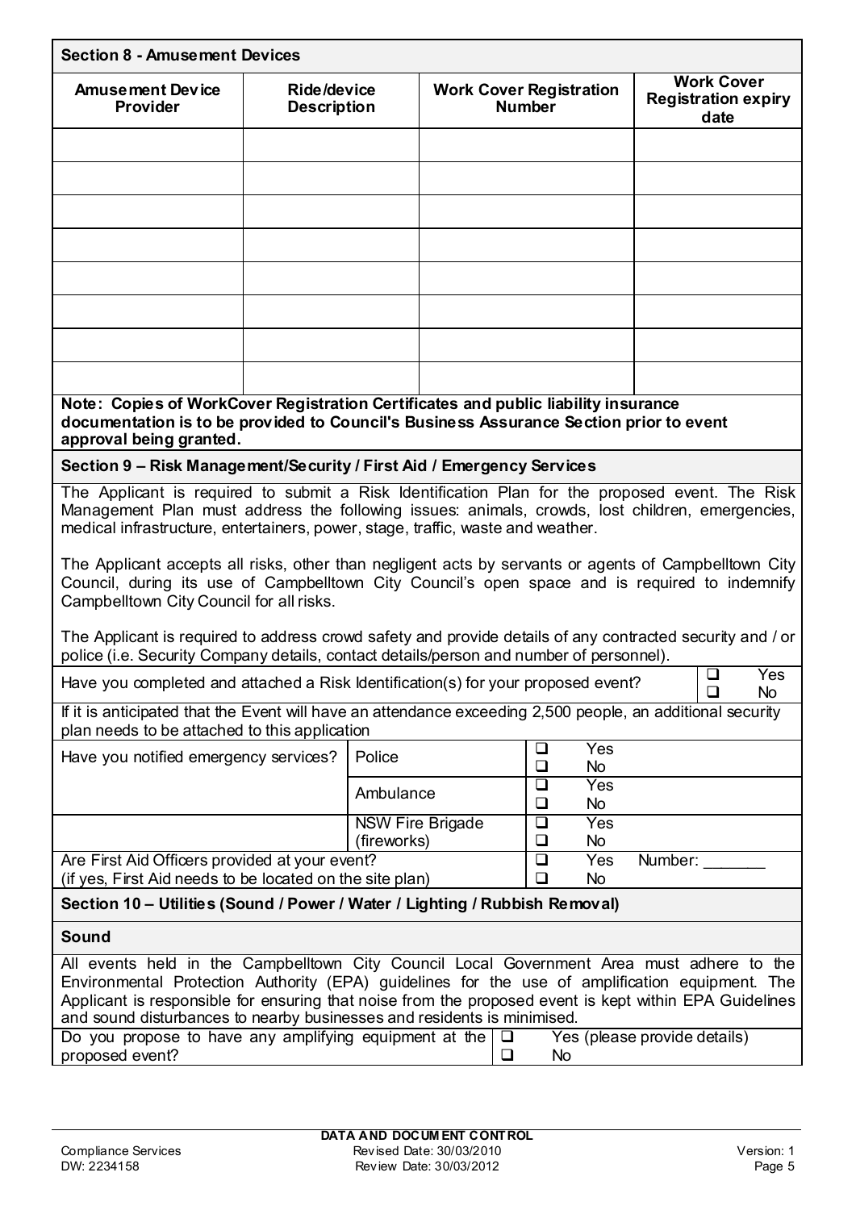## Section 8 - Amusement Devices

| Amusement Device Provider | Ride/device Description | Work Cover Registration Number | Work Cover Registration expiry date |
|---|---|---|---|
| | | | |
| | | | |
| | | | |
| | | | |
| | | | |
| | | | |
| | | | |
| | | | |

**Note: Copies of WorkCover Registration Certificates and public liability insurance documentation is to be provided to Council's Business Assurance Section prior to event approval being granted.**

## Section 9 – Risk Management/Security / First Aid / Emergency Services

The Applicant is required to submit a Risk Identification Plan for the proposed event. The Risk Management Plan must address the following issues: animals, crowds, lost children, emergencies, medical infrastructure, entertainers, power, stage, traffic, waste and weather.

The Applicant accepts all risks, other than negligent acts by servants or agents of Campbelltown City Council, during its use of Campbelltown City Council's open space and is required to indemnify Campbelltown City Council for all risks.

The Applicant is required to address crowd safety and provide details of any contracted security and / or police (i.e. Security Company details, contact details/person and number of personnel).

Have you completed and attached a Risk Identification(s) for your proposed event? ❑ Yes ❑ No

If it is anticipated that the Event will have an attendance exceeding 2,500 people, an additional security plan needs to be attached to this application

| | | |
|---|---|---|
| Have you notified emergency services? | Police | ❑ Yes ❑ No |
| | Ambulance | ❑ Yes ❑ No |
| | NSW Fire Brigade (fireworks) | ❑ Yes ❑ No |
| Are First Aid Officers provided at your event? (if yes, First Aid needs to be located on the site plan) | | ❑ Yes Number: _______ ❑ No |

## Section 10 – Utilities (Sound / Power / Water / Lighting / Rubbish Removal)

### Sound

All events held in the Campbelltown City Council Local Government Area must adhere to the Environmental Protection Authority (EPA) guidelines for the use of amplification equipment. The Applicant is responsible for ensuring that noise from the proposed event is kept within EPA Guidelines and sound disturbances to nearby businesses and residents is minimised.

Do you propose to have any amplifying equipment at the proposed event? ❑ Yes (please provide details) ❑ No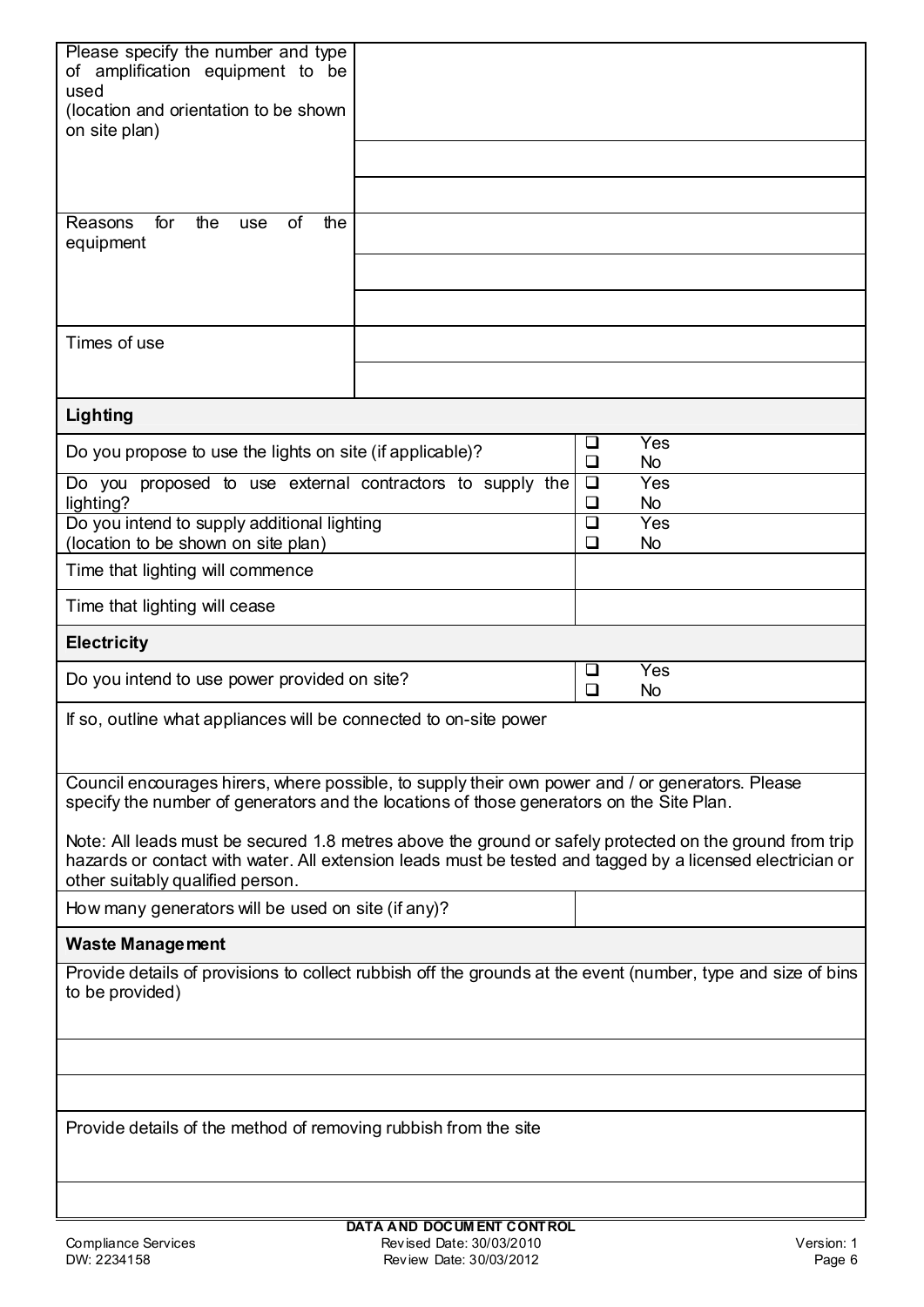| Please specify the number and type of amplification equipment to be used (location and orientation to be shown on site plan) | |
|---|---|
| | |
| | |
| Reasons for the use of the equipment | |
| | |
| | |
| Times of use | |
| | |

**Lighting**

| | |
|---|---|
| Do you propose to use the lights on site (if applicable)? | ❑ Yes ❑ No |
| Do you proposed to use external contractors to supply the lighting? | ❑ Yes ❑ No |
| Do you intend to supply additional lighting (location to be shown on site plan) | ❑ Yes ❑ No |
| Time that lighting will commence | |
| Time that lighting will cease | |

**Electricity**

| | |
|---|---|
| Do you intend to use power provided on site? | ❑ Yes ❑ No |

If so, outline what appliances will be connected to on-site power

Council encourages hirers, where possible, to supply their own power and / or generators. Please specify the number of generators and the locations of those generators on the Site Plan.

Note: All leads must be secured 1.8 metres above the ground or safely protected on the ground from trip hazards or contact with water. All extension leads must be tested and tagged by a licensed electrician or other suitably qualified person.

| | |
|---|---|
| How many generators will be used on site (if any)? | |

**Waste Management**

Provide details of provisions to collect rubbish off the grounds at the event (number, type and size of bins to be provided)

Provide details of the method of removing rubbish from the site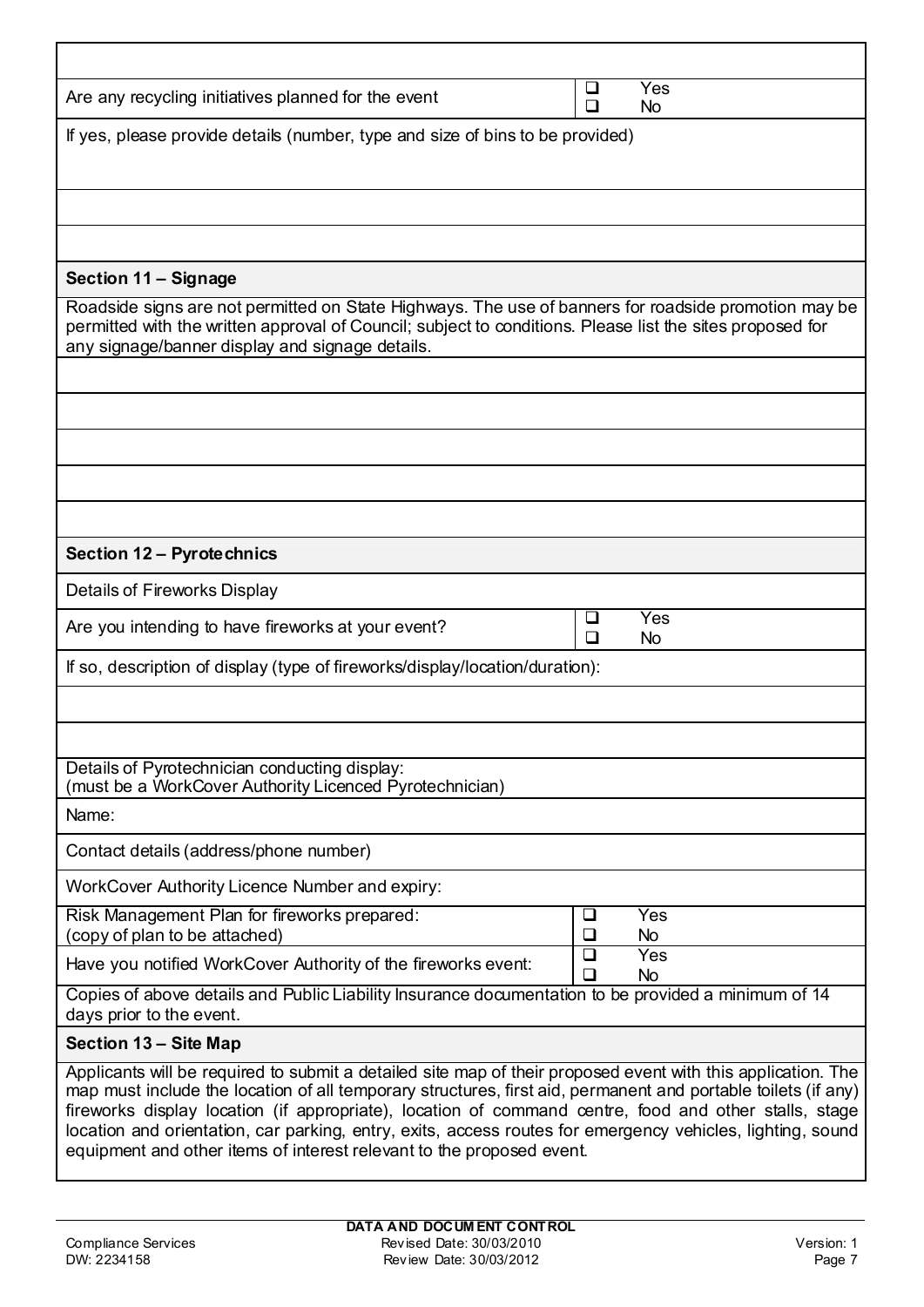| | |
|---|---|
| Are any recycling initiatives planned for the event | ❑ Yes<br>❑ No |
| If yes, please provide details (number, type and size of bins to be provided) | |
| | |
| | |

## Section 11 – Signage

Roadside signs are not permitted on State Highways. The use of banners for roadside promotion may be permitted with the written approval of Council; subject to conditions. Please list the sites proposed for any signage/banner display and signage details.

| |
|---|
| |
| |
| |
| |
| |

## Section 12 – Pyrotechnics

| | |
|---|---|
| Details of Fireworks Display | |
| Are you intending to have fireworks at your event? | ❑ Yes<br>❑ No |
| If so, description of display (type of fireworks/display/location/duration): | |
| | |
| | |
| Details of Pyrotechnician conducting display:<br>(must be a WorkCover Authority Licenced Pyrotechnician) | |
| Name: | |
| Contact details (address/phone number) | |
| WorkCover Authority Licence Number and expiry: | |
| Risk Management Plan for fireworks prepared:<br>(copy of plan to be attached) | ❑ Yes<br>❑ No |
| Have you notified WorkCover Authority of the fireworks event: | ❑ Yes<br>❑ No |
| Copies of above details and Public Liability Insurance documentation to be provided a minimum of 14 days prior to the event. | |

## Section 13 – Site Map

Applicants will be required to submit a detailed site map of their proposed event with this application. The map must include the location of all temporary structures, first aid, permanent and portable toilets (if any) fireworks display location (if appropriate), location of command centre, food and other stalls, stage location and orientation, car parking, entry, exits, access routes for emergency vehicles, lighting, sound equipment and other items of interest relevant to the proposed event.

**DATA AND DOCUMENT CONTROL**

| | | |
|---|---|---|
| Compliance Services | Revised Date: 30/03/2010 | Version: 1 |
| DW: 2234158 | Review Date: 30/03/2012 | |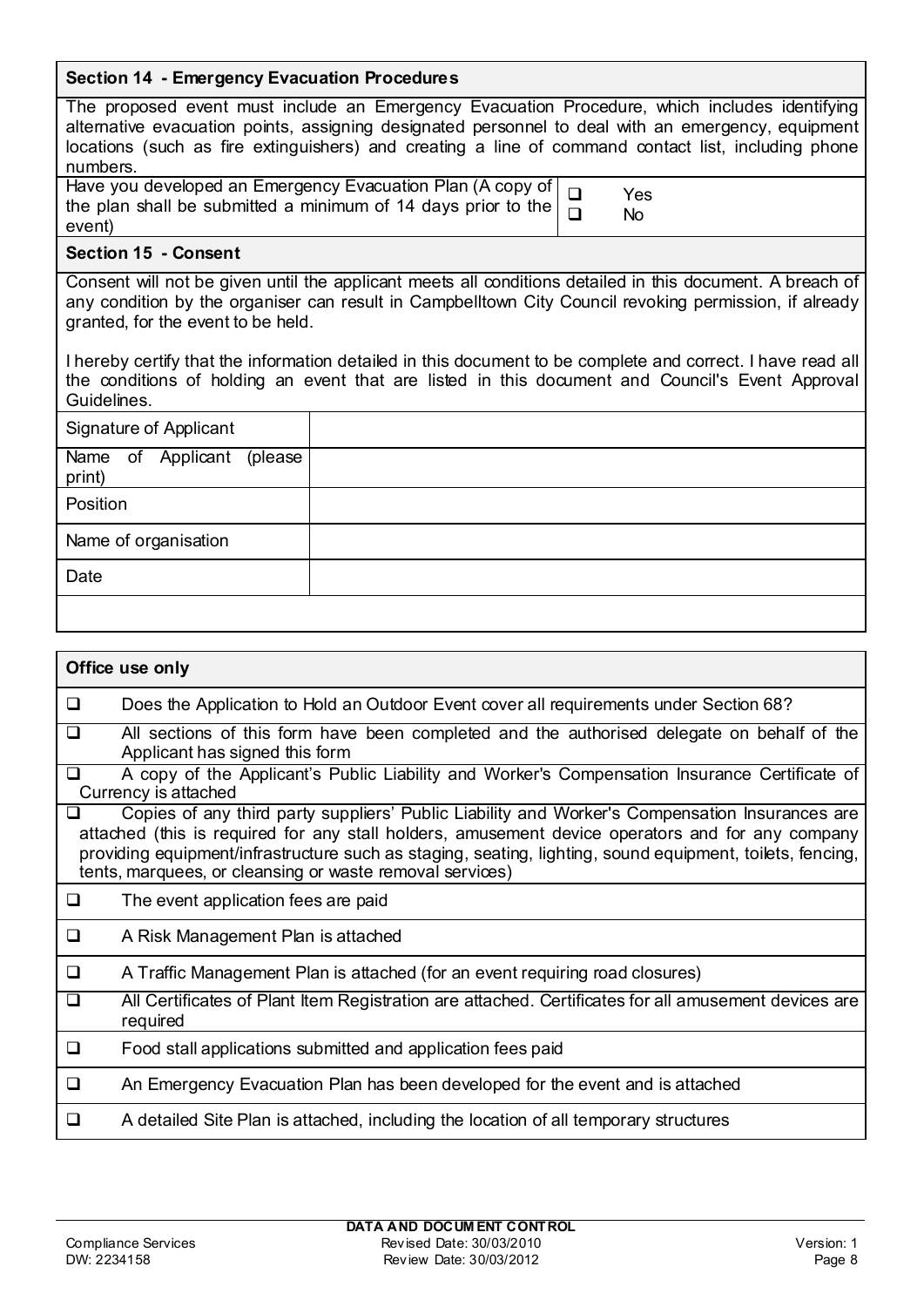**Section 14 - Emergency Evacuation Procedures**

The proposed event must include an Emergency Evacuation Procedure, which includes identifying alternative evacuation points, assigning designated personnel to deal with an emergency, equipment locations (such as fire extinguishers) and creating a line of command contact list, including phone numbers.

| | |
|---|---|
| Have you developed an Emergency Evacuation Plan (A copy of the plan shall be submitted a minimum of 14 days prior to the event) | ❑ Yes<br>❑ No |

**Section 15 - Consent**

Consent will not be given until the applicant meets all conditions detailed in this document. A breach of any condition by the organiser can result in Campbelltown City Council revoking permission, if already granted, for the event to be held.

I hereby certify that the information detailed in this document to be complete and correct. I have read all the conditions of holding an event that are listed in this document and Council's Event Approval Guidelines.

| | |
|---|---|
| Signature of Applicant | |
| Name of Applicant (please print) | |
| Position | |
| Name of organisation | |
| Date | |

**Office use only**

- ❑ Does the Application to Hold an Outdoor Event cover all requirements under Section 68?
- ❑ All sections of this form have been completed and the authorised delegate on behalf of the Applicant has signed this form
- ❑ A copy of the Applicant's Public Liability and Worker's Compensation Insurance Certificate of Currency is attached
- ❑ Copies of any third party suppliers' Public Liability and Worker's Compensation Insurances are attached (this is required for any stall holders, amusement device operators and for any company providing equipment/infrastructure such as staging, seating, lighting, sound equipment, toilets, fencing, tents, marquees, or cleansing or waste removal services)
- ❑ The event application fees are paid
- ❑ A Risk Management Plan is attached
- ❑ A Traffic Management Plan is attached (for an event requiring road closures)
- ❑ All Certificates of Plant Item Registration are attached. Certificates for all amusement devices are required
- ❑ Food stall applications submitted and application fees paid
- ❑ An Emergency Evacuation Plan has been developed for the event and is attached
- ❑ A detailed Site Plan is attached, including the location of all temporary structures

**DATA AND DOCUMENT CONTROL**

| | | |
|---|---|---|
| Compliance Services | Revised Date: 30/03/2010 | Version: 1 |
| DW: 2234158 | Review Date: 30/03/2012 | |